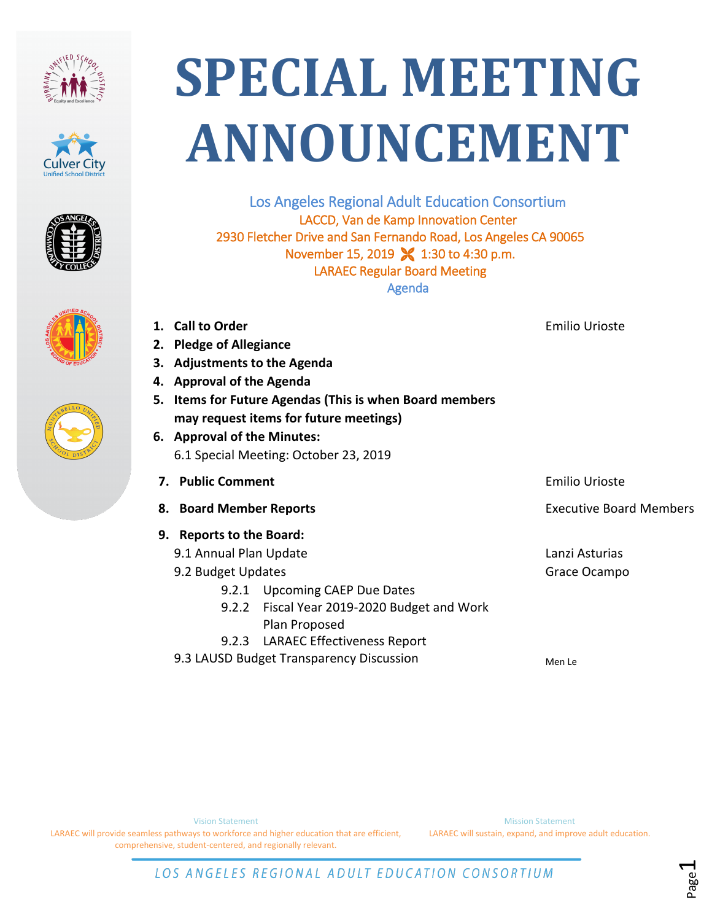# SPECIAL MEETING ANNOUNCEMENT

Los Angeles Regional Adult Education Consortium
LACCD, Van de Kamp Innovation Center
2930 Fletcher Drive and San Fernando Road, Los Angeles CA 90065
November 15, 2019 ✕ 1:30 to 4:30 p.m.
LARAEC Regular Board Meeting
Agenda

| Item | Presenter |
|---|---|
| **1. Call to Order** | Emilio Urioste |
| **2. Pledge of Allegiance** | |
| **3. Adjustments to the Agenda** | |
| **4. Approval of the Agenda** | |
| **5. Items for Future Agendas (This is when Board members may request items for future meetings)** | |
| **6. Approval of the Minutes:** | |
| 6.1 Special Meeting: October 23, 2019 | |
| **7. Public Comment** | Emilio Urioste |
| **8. Board Member Reports** | Executive Board Members |
| **9. Reports to the Board:** | |
| 9.1 Annual Plan Update | Lanzi Asturias |
| 9.2 Budget Updates | Grace Ocampo |
| 9.2.1 Upcoming CAEP Due Dates | |
| 9.2.2 Fiscal Year 2019-2020 Budget and Work Plan Proposed | |
| 9.2.3 LARAEC Effectiveness Report | |
| 9.3 LAUSD Budget Transparency Discussion | Men Le |

Vision Statement
LARAEC will provide seamless pathways to workforce and higher education that are efficient, comprehensive, student-centered, and regionally relevant.

Mission Statement
LARAEC will sustain, expand, and improve adult education.

LOS ANGELES REGIONAL ADULT EDUCATION CONSORTIUM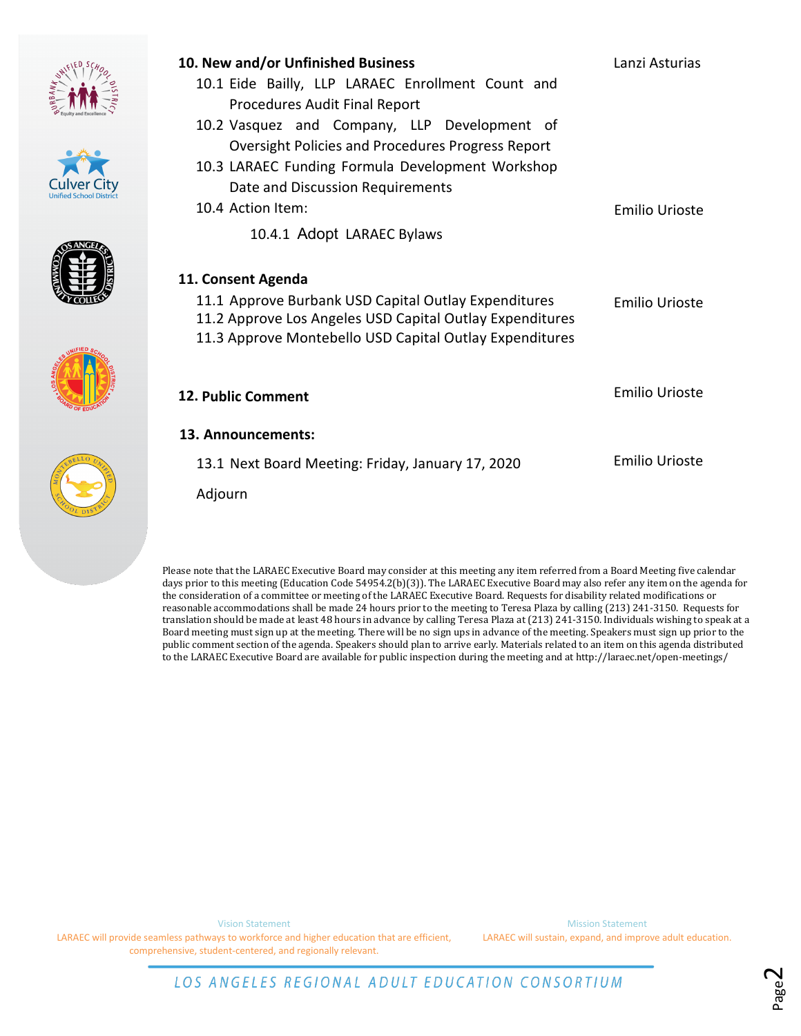**10. New and/or Unfinished Business** — Lanzi Asturias

10.1 Eide Bailly, LLP LARAEC Enrollment Count and Procedures Audit Final Report

10.2 Vasquez and Company, LLP Development of Oversight Policies and Procedures Progress Report

10.3 LARAEC Funding Formula Development Workshop Date and Discussion Requirements

10.4 Action Item: — Emilio Urioste

10.4.1 Adopt LARAEC Bylaws

**11. Consent Agenda** — Emilio Urioste

11.1 Approve Burbank USD Capital Outlay Expenditures

11.2 Approve Los Angeles USD Capital Outlay Expenditures

11.3 Approve Montebello USD Capital Outlay Expenditures

**12. Public Comment** — Emilio Urioste

**13. Announcements:**

13.1 Next Board Meeting: Friday, January 17, 2020 — Emilio Urioste

Adjourn

Please note that the LARAEC Executive Board may consider at this meeting any item referred from a Board Meeting five calendar days prior to this meeting (Education Code 54954.2(b)(3)). The LARAEC Executive Board may also refer any item on the agenda for the consideration of a committee or meeting of the LARAEC Executive Board. Requests for disability related modifications or reasonable accommodations shall be made 24 hours prior to the meeting to Teresa Plaza by calling (213) 241-3150. Requests for translation should be made at least 48 hours in advance by calling Teresa Plaza at (213) 241-3150. Individuals wishing to speak at a Board meeting must sign up at the meeting. There will be no sign ups in advance of the meeting. Speakers must sign up prior to the public comment section of the agenda. Speakers should plan to arrive early. Materials related to an item on this agenda distributed to the LARAEC Executive Board are available for public inspection during the meeting and at http://laraec.net/open-meetings/

Vision Statement
LARAEC will provide seamless pathways to workforce and higher education that are efficient, comprehensive, student-centered, and regionally relevant.

Mission Statement
LARAEC will sustain, expand, and improve adult education.

LOS ANGELES REGIONAL ADULT EDUCATION CONSORTIUM